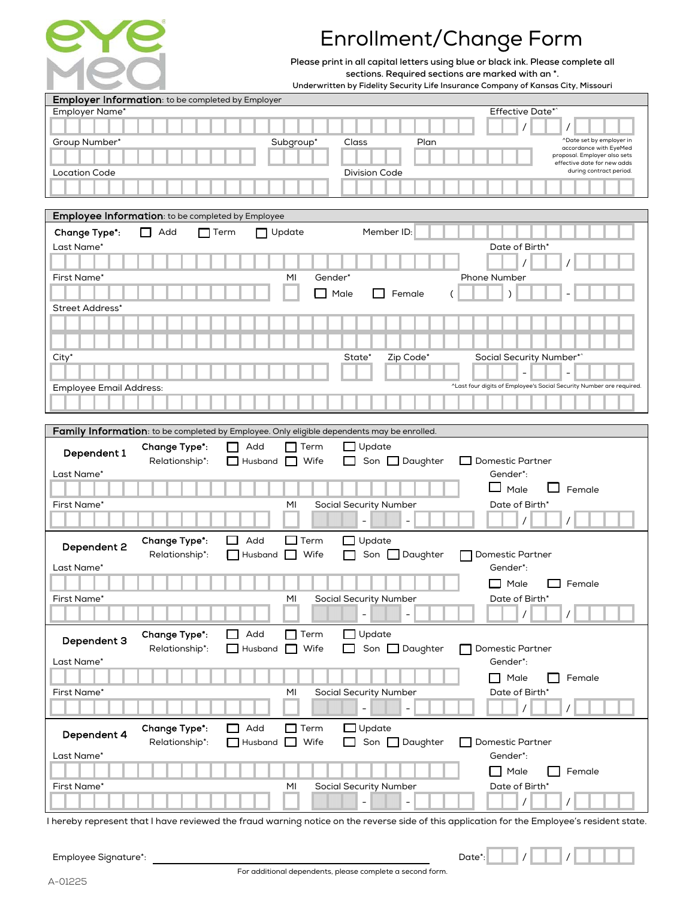# Enrollment/Change Form

Please print in all capital letters using blue or black ink. Please complete all sections. Required sections are marked with an *.

Underwritten by Fidelity Security Life Insurance Company of Kansas City, Missouri

## Employer Information: to be completed by Employer

Employer Name*

Effective Date*^ ___ / ___ / ______

Group Number*

Subgroup*

Class

Plan

^Date set by employer in accordance with EyeMed proposal. Employer also sets effective date for new adds during contract period.

Location Code

Division Code

## Employee Information: to be completed by Employee

Change Type*: ☐ Add ☐ Term ☐ Update

Member ID:

Last Name*

Date of Birth* ___ / ___ / ______

First Name*

MI

Gender* ☐ Male ☐ Female

Phone Number ( ) -

Street Address*

City*

State*

Zip Code*

Social Security Number*^ ___ - ___ - ____

Employee Email Address:

^Last four digits of Employee's Social Security Number are required.

## Family Information: to be completed by Employee. Only eligible dependents may be enrolled.

### Dependent 1

Change Type*: ☐ Add ☐ Term ☐ Update

Relationship*: ☐ Husband ☐ Wife ☐ Son ☐ Daughter ☐ Domestic Partner

Last Name*

Gender*: ☐ Male ☐ Female

First Name*

MI

Social Security Number ___ - ___ - ____

Date of Birth* ___ / ___ / ______

### Dependent 2

Change Type*: ☐ Add ☐ Term ☐ Update

Relationship*: ☐ Husband ☐ Wife ☐ Son ☐ Daughter ☐ Domestic Partner

Last Name*

Gender*: ☐ Male ☐ Female

First Name*

MI

Social Security Number ___ - ___ - ____

Date of Birth* ___ / ___ / ______

### Dependent 3

Change Type*: ☐ Add ☐ Term ☐ Update

Relationship*: ☐ Husband ☐ Wife ☐ Son ☐ Daughter ☐ Domestic Partner

Last Name*

Gender*: ☐ Male ☐ Female

First Name*

MI

Social Security Number ___ - ___ - ____

Date of Birth* ___ / ___ / ______

### Dependent 4

Change Type*: ☐ Add ☐ Term ☐ Update

Relationship*: ☐ Husband ☐ Wife ☐ Son ☐ Daughter ☐ Domestic Partner

Last Name*

Gender*: ☐ Male ☐ Female

First Name*

MI

Social Security Number ___ - ___ - ____

Date of Birth* ___ / ___ / ______

I hereby represent that I have reviewed the fraud warning notice on the reverse side of this application for the Employee's resident state.

Employee Signature*: ______________________________

Date*: ___ / ___ / ______

For additional dependents, please complete a second form.

A-01225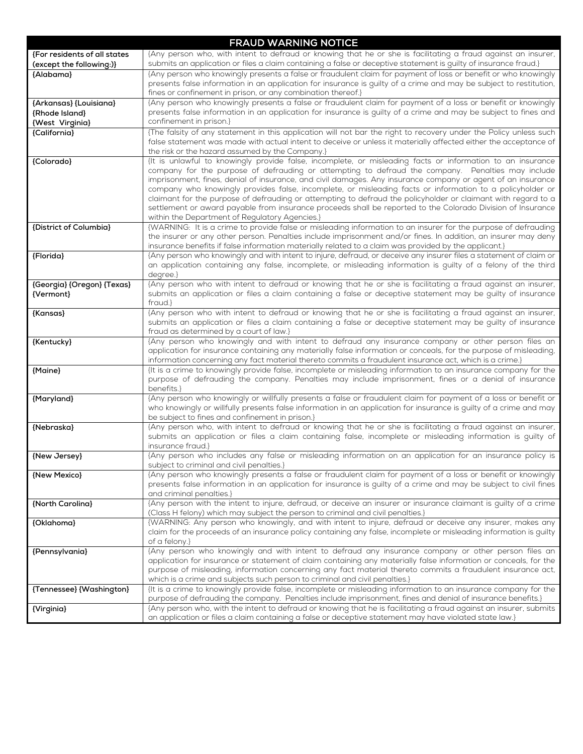| FRAUD WARNING NOTICE | |
|---|---|
| {For residents of all states (except the following:)} | {Any person who, with intent to defraud or knowing that he or she is facilitating a fraud against an insurer, submits an application or files a claim containing a false or deceptive statement is guilty of insurance fraud.} |
| {Alabama} | {Any person who knowingly presents a false or fraudulent claim for payment of loss or benefit or who knowingly presents false information in an application for insurance is guilty of a crime and may be subject to restitution, fines or confinement in prison, or any combination thereof.} |
| {Arkansas} {Louisiana} {Rhode Island} {West Virginia} | {Any person who knowingly presents a false or fraudulent claim for payment of a loss or benefit or knowingly presents false information in an application for insurance is guilty of a crime and may be subject to fines and confinement in prison.} |
| {California} | {The falsity of any statement in this application will not bar the right to recovery under the Policy unless such false statement was made with actual intent to deceive or unless it materially affected either the acceptance of the risk or the hazard assumed by the Company.} |
| {Colorado} | {It is unlawful to knowingly provide false, incomplete, or misleading facts or information to an insurance company for the purpose of defrauding or attempting to defraud the company. Penalties may include imprisonment, fines, denial of insurance, and civil damages. Any insurance company or agent of an insurance company who knowingly provides false, incomplete, or misleading facts or information to a policyholder or claimant for the purpose of defrauding or attempting to defraud the policyholder or claimant with regard to a settlement or award payable from insurance proceeds shall be reported to the Colorado Division of Insurance within the Department of Regulatory Agencies.} |
| {District of Columbia} | {WARNING: It is a crime to provide false or misleading information to an insurer for the purpose of defrauding the insurer or any other person. Penalties include imprisonment and/or fines. In addition, an insurer may deny insurance benefits if false information materially related to a claim was provided by the applicant.} |
| {Florida} | {Any person who knowingly and with intent to injure, defraud, or deceive any insurer files a statement of claim or an application containing any false, incomplete, or misleading information is guilty of a felony of the third degree.} |
| {Georgia} {Oregon} {Texas} {Vermont} | {Any person who with intent to defraud or knowing that he or she is facilitating a fraud against an insurer, submits an application or files a claim containing a false or deceptive statement may be guilty of insurance fraud.} |
| {Kansas} | {Any person who with intent to defraud or knowing that he or she is facilitating a fraud against an insurer, submits an application or files a claim containing a false or deceptive statement may be guilty of insurance fraud as determined by a court of law.} |
| {Kentucky} | {Any person who knowingly and with intent to defraud any insurance company or other person files an application for insurance containing any materially false information or conceals, for the purpose of misleading, information concerning any fact material thereto commits a fraudulent insurance act, which is a crime.} |
| {Maine} | {It is a crime to knowingly provide false, incomplete or misleading information to an insurance company for the purpose of defrauding the company. Penalties may include imprisonment, fines or a denial of insurance benefits.} |
| {Maryland} | {Any person who knowingly or willfully presents a false or fraudulent claim for payment of a loss or benefit or who knowingly or willfully presents false information in an application for insurance is guilty of a crime and may be subject to fines and confinement in prison.} |
| {Nebraska} | {Any person who, with intent to defraud or knowing that he or she is facilitating a fraud against an insurer, submits an application or files a claim containing false, incomplete or misleading information is guilty of insurance fraud.} |
| {New Jersey} | {Any person who includes any false or misleading information on an application for an insurance policy is subject to criminal and civil penalties.} |
| {New Mexico} | {Any person who knowingly presents a false or fraudulent claim for payment of a loss or benefit or knowingly presents false information in an application for insurance is guilty of a crime and may be subject to civil fines and criminal penalties.} |
| {North Carolina} | {Any person with the intent to injure, defraud, or deceive an insurer or insurance claimant is guilty of a crime (Class H felony) which may subject the person to criminal and civil penalties.} |
| {Oklahoma} | {WARNING: Any person who knowingly, and with intent to injure, defraud or deceive any insurer, makes any claim for the proceeds of an insurance policy containing any false, incomplete or misleading information is guilty of a felony.} |
| {Pennsylvania} | {Any person who knowingly and with intent to defraud any insurance company or other person files an application for insurance or statement of claim containing any materially false information or conceals, for the purpose of misleading, information concerning any fact material thereto commits a fraudulent insurance act, which is a crime and subjects such person to criminal and civil penalties.} |
| {Tennessee} {Washington} | {It is a crime to knowingly provide false, incomplete or misleading information to an insurance company for the purpose of defrauding the company. Penalties include imprisonment, fines and denial of insurance benefits.} |
| {Virginia} | {Any person who, with the intent to defraud or knowing that he is facilitating a fraud against an insurer, submits an application or files a claim containing a false or deceptive statement may have violated state law.} |